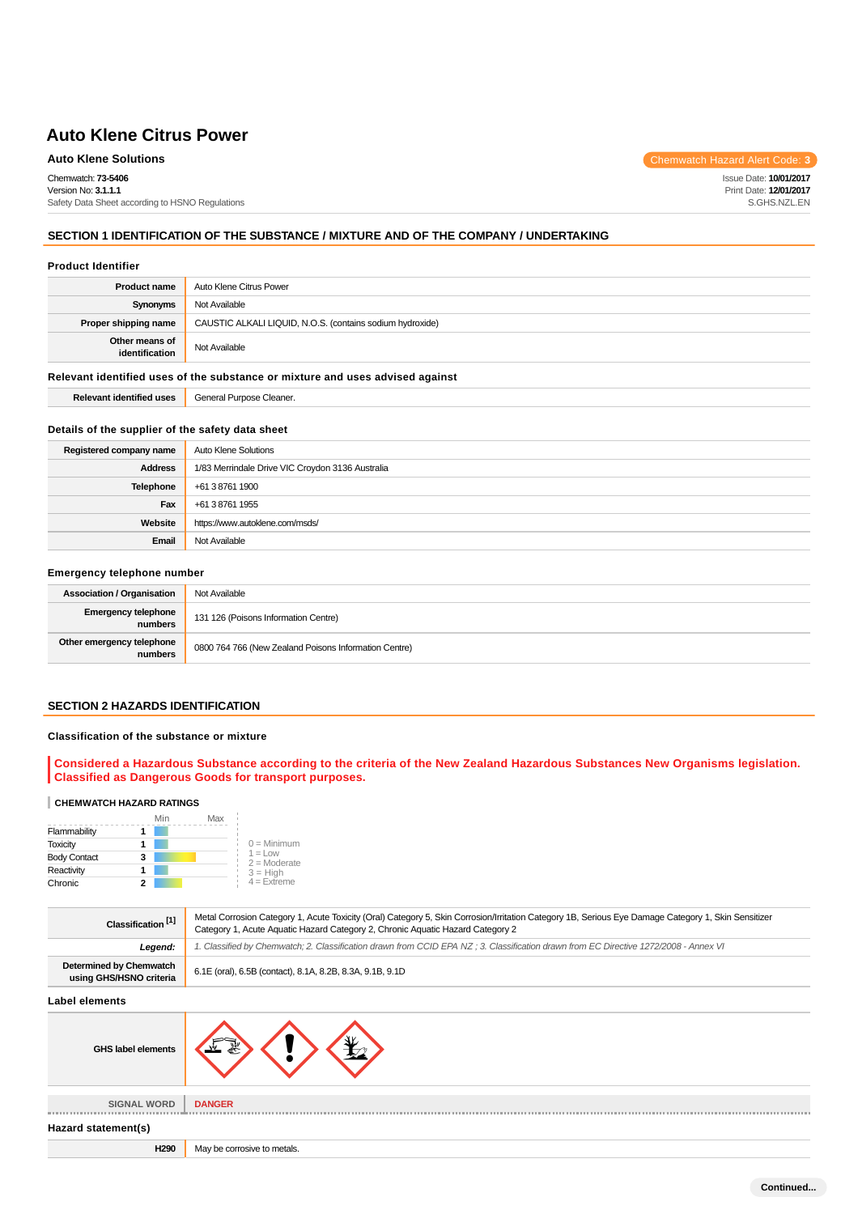# Auto Klene Citrus Power

**Auto Klene Solutions**

Chemwatch Hazard Alert Code: **3**

Chemwatch: **73-5406**
Version No: **3.1.1.1**
Safety Data Sheet according to HSNO Regulations

Issue Date: **10/01/2017**
Print Date: **12/01/2017**
S.GHS.NZL.EN

## SECTION 1 IDENTIFICATION OF THE SUBSTANCE / MIXTURE AND OF THE COMPANY / UNDERTAKING

### Product Identifier

| | |
|---|---|
| **Product name** | Auto Klene Citrus Power |
| **Synonyms** | Not Available |
| **Proper shipping name** | CAUSTIC ALKALI LIQUID, N.O.S. (contains sodium hydroxide) |
| **Other means of identification** | Not Available |

### Relevant identified uses of the substance or mixture and uses advised against

| | |
|---|---|
| **Relevant identified uses** | General Purpose Cleaner. |

### Details of the supplier of the safety data sheet

| | |
|---|---|
| **Registered company name** | Auto Klene Solutions |
| **Address** | 1/83 Merrindale Drive VIC Croydon 3136 Australia |
| **Telephone** | +61 3 8761 1900 |
| **Fax** | +61 3 8761 1955 |
| **Website** | https://www.autoklene.com/msds/ |
| **Email** | Not Available |

### Emergency telephone number

| | |
|---|---|
| **Association / Organisation** | Not Available |
| **Emergency telephone numbers** | 131 126 (Poisons Information Centre) |
| **Other emergency telephone numbers** | 0800 764 766 (New Zealand Poisons Information Centre) |

## SECTION 2 HAZARDS IDENTIFICATION

### Classification of the substance or mixture

**Considered a Hazardous Substance according to the criteria of the New Zealand Hazardous Substances New Organisms legislation. Classified as Dangerous Goods for transport purposes.**

**CHEMWATCH HAZARD RATINGS**

| | Rating |
|---|---|
| Flammability | 1 |
| Toxicity | 1 |
| Body Contact | 3 |
| Reactivity | 1 |
| Chronic | 2 |

0 = Minimum
1 = Low
2 = Moderate
3 = High
4 = Extreme

| | |
|---|---|
| **Classification [1]** | Metal Corrosion Category 1, Acute Toxicity (Oral) Category 5, Skin Corrosion/Irritation Category 1B, Serious Eye Damage Category 1, Skin Sensitizer Category 1, Acute Aquatic Hazard Category 2, Chronic Aquatic Hazard Category 2 |
| ***Legend:*** | *1. Classified by Chemwatch; 2. Classification drawn from CCID EPA NZ ; 3. Classification drawn from EC Directive 1272/2008 - Annex VI* |
| **Determined by Chemwatch using GHS/HSNO criteria** | 6.1E (oral), 6.5B (contact), 8.1A, 8.2B, 8.3A, 9.1B, 9.1D |

### Label elements

| | |
|---|---|
| **GHS label elements** | |
| SIGNAL WORD | DANGER |

### Hazard statement(s)

| | |
|---|---|
| **H290** | May be corrosive to metals. |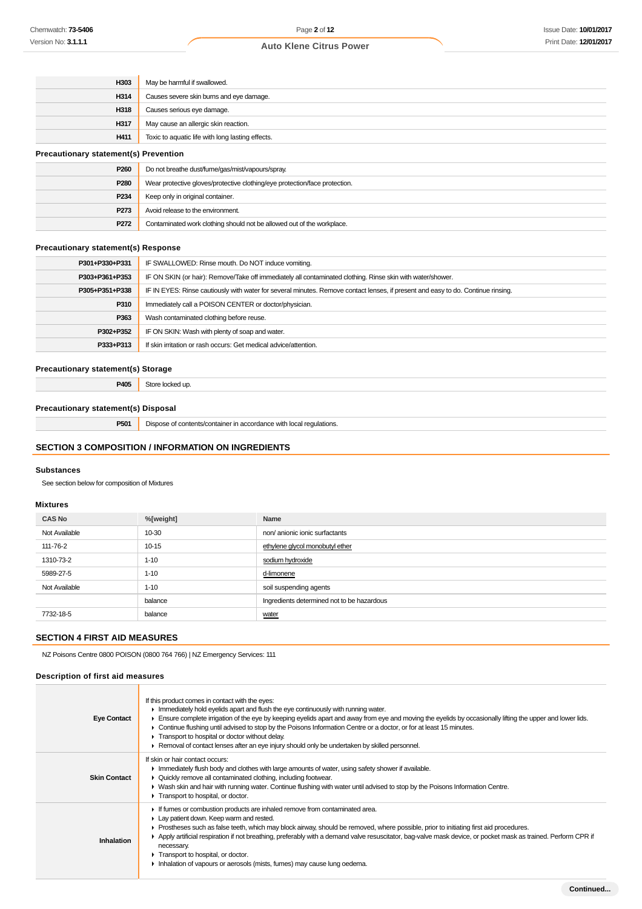| | |
|---|---|
| **H303** | May be harmful if swallowed. |
| **H314** | Causes severe skin burns and eye damage. |
| **H318** | Causes serious eye damage. |
| **H317** | May cause an allergic skin reaction. |
| **H411** | Toxic to aquatic life with long lasting effects. |

### Precautionary statement(s) Prevention

| | |
|---|---|
| **P260** | Do not breathe dust/fume/gas/mist/vapours/spray. |
| **P280** | Wear protective gloves/protective clothing/eye protection/face protection. |
| **P234** | Keep only in original container. |
| **P273** | Avoid release to the environment. |
| **P272** | Contaminated work clothing should not be allowed out of the workplace. |

### Precautionary statement(s) Response

| | |
|---|---|
| **P301+P330+P331** | IF SWALLOWED: Rinse mouth. Do NOT induce vomiting. |
| **P303+P361+P353** | IF ON SKIN (or hair): Remove/Take off immediately all contaminated clothing. Rinse skin with water/shower. |
| **P305+P351+P338** | IF IN EYES: Rinse cautiously with water for several minutes. Remove contact lenses, if present and easy to do. Continue rinsing. |
| **P310** | Immediately call a POISON CENTER or doctor/physician. |
| **P363** | Wash contaminated clothing before reuse. |
| **P302+P352** | IF ON SKIN: Wash with plenty of soap and water. |
| **P333+P313** | If skin irritation or rash occurs: Get medical advice/attention. |

### Precautionary statement(s) Storage

| | |
|---|---|
| **P405** | Store locked up. |

### Precautionary statement(s) Disposal

| | |
|---|---|
| **P501** | Dispose of contents/container in accordance with local regulations. |

## SECTION 3 COMPOSITION / INFORMATION ON INGREDIENTS

### Substances

See section below for composition of Mixtures

### Mixtures

| CAS No | %[weight] | Name |
|---|---|---|
| Not Available | 10-30 | non/ anionic ionic surfactants |
| 111-76-2 | 10-15 | ethylene glycol monobutyl ether |
| 1310-73-2 | 1-10 | sodium hydroxide |
| 5989-27-5 | 1-10 | d-limonene |
| Not Available | 1-10 | soil suspending agents |
| | balance | Ingredients determined not to be hazardous |
| 7732-18-5 | balance | water |

## SECTION 4 FIRST AID MEASURES

NZ Poisons Centre 0800 POISON (0800 764 766) | NZ Emergency Services: 111

### Description of first aid measures

| | |
|---|---|
| **Eye Contact** | If this product comes in contact with the eyes:<br>▸ Immediately hold eyelids apart and flush the eye continuously with running water.<br>▸ Ensure complete irrigation of the eye by keeping eyelids apart and away from eye and moving the eyelids by occasionally lifting the upper and lower lids.<br>▸ Continue flushing until advised to stop by the Poisons Information Centre or a doctor, or for at least 15 minutes.<br>▸ Transport to hospital or doctor without delay.<br>▸ Removal of contact lenses after an eye injury should only be undertaken by skilled personnel. |
| **Skin Contact** | If skin or hair contact occurs:<br>▸ Immediately flush body and clothes with large amounts of water, using safety shower if available.<br>▸ Quickly remove all contaminated clothing, including footwear.<br>▸ Wash skin and hair with running water. Continue flushing with water until advised to stop by the Poisons Information Centre.<br>▸ Transport to hospital, or doctor. |
| **Inhalation** | ▸ If fumes or combustion products are inhaled remove from contaminated area.<br>▸ Lay patient down. Keep warm and rested.<br>▸ Prostheses such as false teeth, which may block airway, should be removed, where possible, prior to initiating first aid procedures.<br>▸ Apply artificial respiration if not breathing, preferably with a demand valve resuscitator, bag-valve mask device, or pocket mask as trained. Perform CPR if necessary.<br>▸ Transport to hospital, or doctor.<br>▸ Inhalation of vapours or aerosols (mists, fumes) may cause lung oedema. |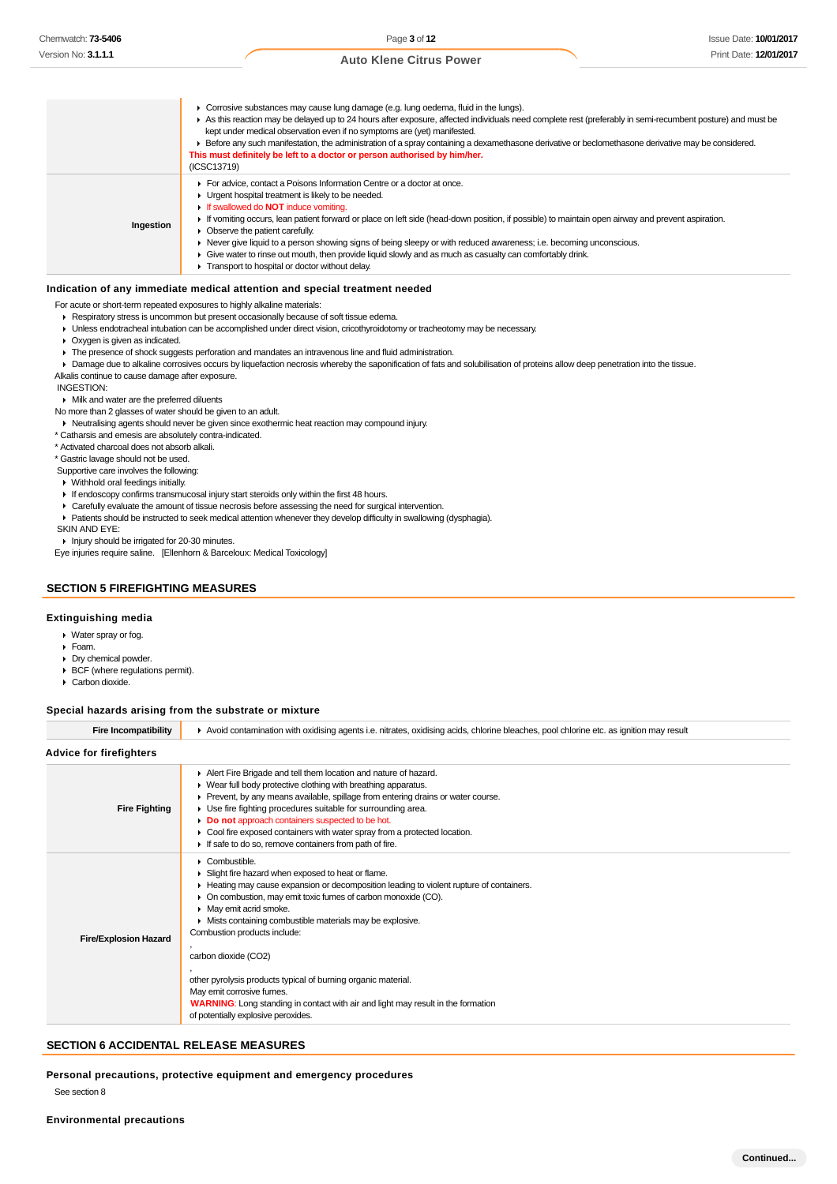|  |  |
|---|---|
|  | ▸ Corrosive substances may cause lung damage (e.g. lung oedema, fluid in the lungs).<br>▸ As this reaction may be delayed up to 24 hours after exposure, affected individuals need complete rest (preferably in semi-recumbent posture) and must be kept under medical observation even if no symptoms are (yet) manifested.<br>▸ Before any such manifestation, the administration of a spray containing a dexamethasone derivative or beclomethasone derivative may be considered.<br>**This must definitely be left to a doctor or person authorised by him/her.**<br>(ICSC13719) |
| **Ingestion** | ▸ For advice, contact a Poisons Information Centre or a doctor at once.<br>▸ Urgent hospital treatment is likely to be needed.<br>▸ If swallowed do **NOT** induce vomiting.<br>▸ If vomiting occurs, lean patient forward or place on left side (head-down position, if possible) to maintain open airway and prevent aspiration.<br>▸ Observe the patient carefully.<br>▸ Never give liquid to a person showing signs of being sleepy or with reduced awareness; i.e. becoming unconscious.<br>▸ Give water to rinse out mouth, then provide liquid slowly and as much as casualty can comfortably drink.<br>▸ Transport to hospital or doctor without delay. |

### Indication of any immediate medical attention and special treatment needed

For acute or short-term repeated exposures to highly alkaline materials:

- Respiratory stress is uncommon but present occasionally because of soft tissue edema.
- Unless endotracheal intubation can be accomplished under direct vision, cricothyroidotomy or tracheotomy may be necessary.
- Oxygen is given as indicated.
- The presence of shock suggests perforation and mandates an intravenous line and fluid administration.
- Damage due to alkaline corrosives occurs by liquefaction necrosis whereby the saponification of fats and solubilisation of proteins allow deep penetration into the tissue.

Alkalis continue to cause damage after exposure.

INGESTION:

- Milk and water are the preferred diluents

No more than 2 glasses of water should be given to an adult.

- Neutralising agents should never be given since exothermic heat reaction may compound injury.

* Catharsis and emesis are absolutely contra-indicated.
* Activated charcoal does not absorb alkali.
* Gastric lavage should not be used.

Supportive care involves the following:

- Withhold oral feedings initially.
- If endoscopy confirms transmucosal injury start steroids only within the first 48 hours.
- Carefully evaluate the amount of tissue necrosis before assessing the need for surgical intervention.
- Patients should be instructed to seek medical attention whenever they develop difficulty in swallowing (dysphagia).

SKIN AND EYE:

- Injury should be irrigated for 20-30 minutes.

Eye injuries require saline. [Ellenhorn & Barceloux: Medical Toxicology]

## SECTION 5 FIREFIGHTING MEASURES

### Extinguishing media

- Water spray or fog.
- Foam.
- Dry chemical powder.
- BCF (where regulations permit).
- Carbon dioxide.

### Special hazards arising from the substrate or mixture

|  |  |
|---|---|
| **Fire Incompatibility** | ▸ Avoid contamination with oxidising agents i.e. nitrates, oxidising acids, chlorine bleaches, pool chlorine etc. as ignition may result |

### Advice for firefighters

|  |  |
|---|---|
| **Fire Fighting** | ▸ Alert Fire Brigade and tell them location and nature of hazard.<br>▸ Wear full body protective clothing with breathing apparatus.<br>▸ Prevent, by any means available, spillage from entering drains or water course.<br>▸ Use fire fighting procedures suitable for surrounding area.<br>▸ **Do not** approach containers suspected to be hot.<br>▸ Cool fire exposed containers with water spray from a protected location.<br>▸ If safe to do so, remove containers from path of fire. |
| **Fire/Explosion Hazard** | ▸ Combustible.<br>▸ Slight fire hazard when exposed to heat or flame.<br>▸ Heating may cause expansion or decomposition leading to violent rupture of containers.<br>▸ On combustion, may emit toxic fumes of carbon monoxide (CO).<br>▸ May emit acrid smoke.<br>▸ Mists containing combustible materials may be explosive.<br>Combustion products include:<br>,<br>carbon dioxide ($CO_2$)<br>,<br>other pyrolysis products typical of burning organic material.<br>May emit corrosive fumes.<br>**WARNING**: Long standing in contact with air and light may result in the formation of potentially explosive peroxides. |

## SECTION 6 ACCIDENTAL RELEASE MEASURES

### Personal precautions, protective equipment and emergency procedures

See section 8

### Environmental precautions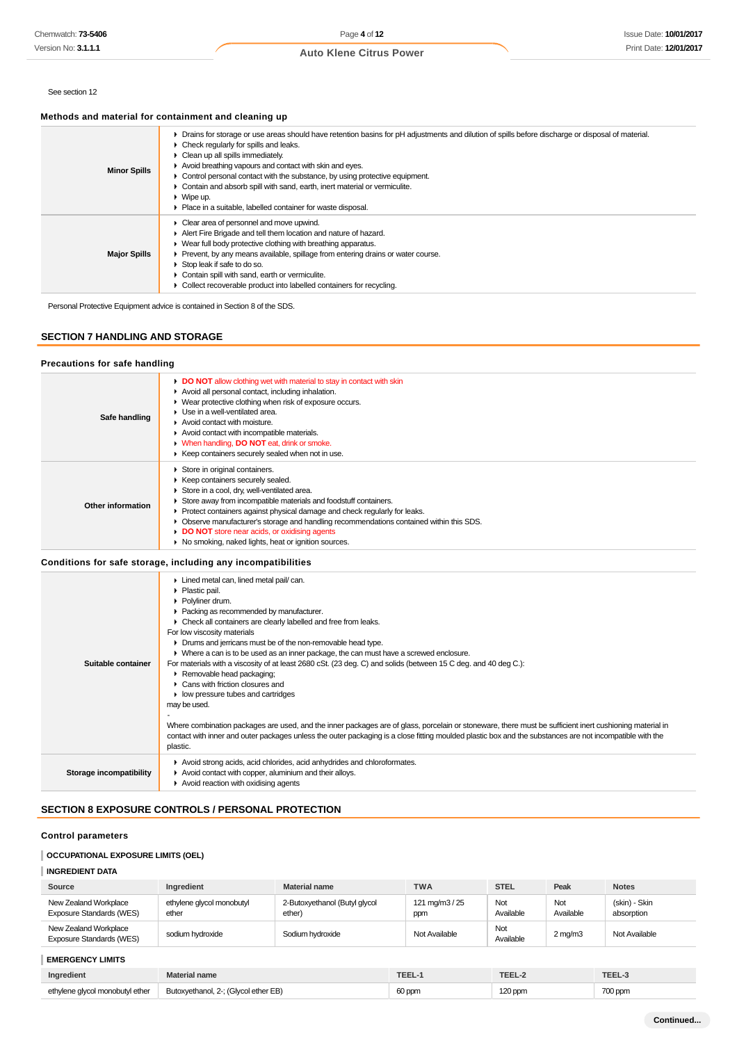See section 12

### Methods and material for containment and cleaning up

| | |
|---|---|
| **Minor Spills** | - Drains for storage or use areas should have retention basins for pH adjustments and dilution of spills before discharge or disposal of material.<br>- Check regularly for spills and leaks.<br>- Clean up all spills immediately.<br>- Avoid breathing vapours and contact with skin and eyes.<br>- Control personal contact with the substance, by using protective equipment.<br>- Contain and absorb spill with sand, earth, inert material or vermiculite.<br>- Wipe up.<br>- Place in a suitable, labelled container for waste disposal. |
| **Major Spills** | - Clear area of personnel and move upwind.<br>- Alert Fire Brigade and tell them location and nature of hazard.<br>- Wear full body protective clothing with breathing apparatus.<br>- Prevent, by any means available, spillage from entering drains or water course.<br>- Stop leak if safe to do so.<br>- Contain spill with sand, earth or vermiculite.<br>- Collect recoverable product into labelled containers for recycling. |

Personal Protective Equipment advice is contained in Section 8 of the SDS.

## SECTION 7 HANDLING AND STORAGE

### Precautions for safe handling

| | |
|---|---|
| **Safe handling** | - **DO NOT** allow clothing wet with material to stay in contact with skin<br>- Avoid all personal contact, including inhalation.<br>- Wear protective clothing when risk of exposure occurs.<br>- Use in a well-ventilated area.<br>- Avoid contact with moisture.<br>- Avoid contact with incompatible materials.<br>- When handling, **DO NOT** eat, drink or smoke.<br>- Keep containers securely sealed when not in use. |
| **Other information** | - Store in original containers.<br>- Keep containers securely sealed.<br>- Store in a cool, dry, well-ventilated area.<br>- Store away from incompatible materials and foodstuff containers.<br>- Protect containers against physical damage and check regularly for leaks.<br>- Observe manufacturer's storage and handling recommendations contained within this SDS.<br>- **DO NOT** store near acids, or oxidising agents<br>- No smoking, naked lights, heat or ignition sources. |

### Conditions for safe storage, including any incompatibilities

| | |
|---|---|
| **Suitable container** | - Lined metal can, lined metal pail/ can.<br>- Plastic pail.<br>- Polyliner drum.<br>- Packing as recommended by manufacturer.<br>- Check all containers are clearly labelled and free from leaks.<br>For low viscosity materials<br>- Drums and jerricans must be of the non-removable head type.<br>- Where a can is to be used as an inner package, the can must have a screwed enclosure.<br>For materials with a viscosity of at least 2680 cSt. (23 deg. C) and solids (between 15 C deg. and 40 deg C.):<br>- Removable head packaging;<br>- Cans with friction closures and<br>- low pressure tubes and cartridges<br>may be used.<br>-<br>Where combination packages are used, and the inner packages are of glass, porcelain or stoneware, there must be sufficient inert cushioning material in contact with inner and outer packages unless the outer packaging is a close fitting moulded plastic box and the substances are not incompatible with the plastic. |
| **Storage incompatibility** | - Avoid strong acids, acid chlorides, acid anhydrides and chloroformates.<br>- Avoid contact with copper, aluminium and their alloys.<br>- Avoid reaction with oxidising agents |

## SECTION 8 EXPOSURE CONTROLS / PERSONAL PROTECTION

### Control parameters

#### OCCUPATIONAL EXPOSURE LIMITS (OEL)

#### INGREDIENT DATA

| Source | Ingredient | Material name | TWA | STEL | Peak | Notes |
|---|---|---|---|---|---|---|
| New Zealand Workplace Exposure Standards (WES) | ethylene glycol monobutyl ether | 2-Butoxyethanol (Butyl glycol ether) | 121 mg/m3 / 25 ppm | Not Available | Not Available | (skin) - Skin absorption |
| New Zealand Workplace Exposure Standards (WES) | sodium hydroxide | Sodium hydroxide | Not Available | Not Available | 2 mg/m3 | Not Available |

#### EMERGENCY LIMITS

| Ingredient | Material name | TEEL-1 | TEEL-2 | TEEL-3 |
|---|---|---|---|---|
| ethylene glycol monobutyl ether | Butoxyethanol, 2-; (Glycol ether EB) | 60 ppm | 120 ppm | 700 ppm |

Continued...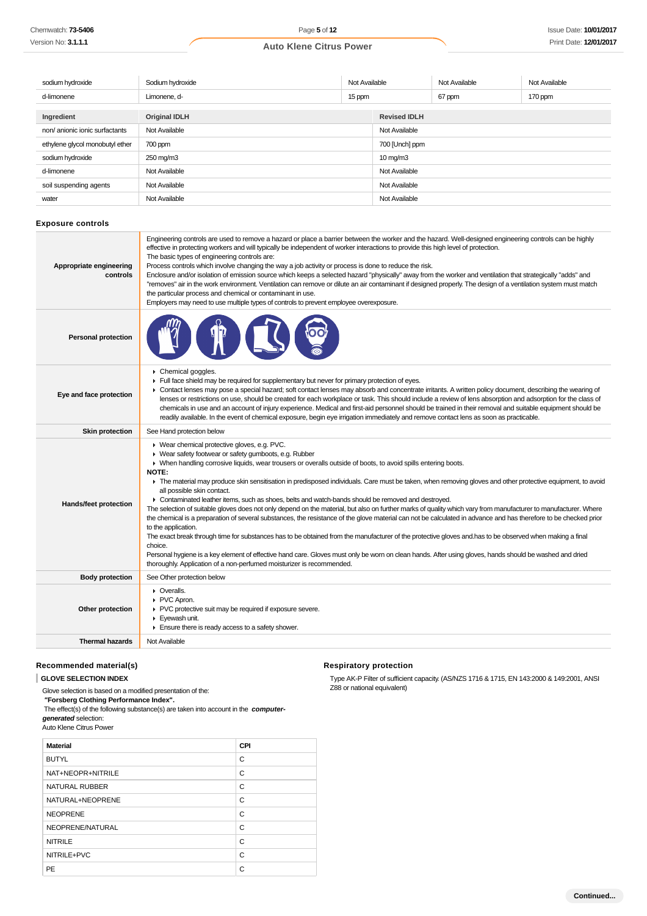| | | | | |
|---|---|---|---|---|
| sodium hydroxide | Sodium hydroxide | Not Available | Not Available | Not Available |
| d-limonene | Limonene, d- | 15 ppm | 67 ppm | 170 ppm |

| Ingredient | Original IDLH | Revised IDLH |
|---|---|---|
| non/ anionic ionic surfactants | Not Available | Not Available |
| ethylene glycol monobutyl ether | 700 ppm | 700 [Unch] ppm |
| sodium hydroxide | 250 mg/m3 | 10 mg/m3 |
| d-limonene | Not Available | Not Available |
| soil suspending agents | Not Available | Not Available |
| water | Not Available | Not Available |

### Exposure controls

| | |
|---|---|
| **Appropriate engineering controls** | Engineering controls are used to remove a hazard or place a barrier between the worker and the hazard. Well-designed engineering controls can be highly effective in protecting workers and will typically be independent of worker interactions to provide this high level of protection. The basic types of engineering controls are: Process controls which involve changing the way a job activity or process is done to reduce the risk. Enclosure and/or isolation of emission source which keeps a selected hazard "physically" away from the worker and ventilation that strategically "adds" and "removes" air in the work environment. Ventilation can remove or dilute an air contaminant if designed properly. The design of a ventilation system must match the particular process and chemical or contaminant in use. Employers may need to use multiple types of controls to prevent employee overexposure. |
| **Personal protection** | |
| **Eye and face protection** | ▸ Chemical goggles.<br>▸ Full face shield may be required for supplementary but never for primary protection of eyes.<br>▸ Contact lenses may pose a special hazard; soft contact lenses may absorb and concentrate irritants. A written policy document, describing the wearing of lenses or restrictions on use, should be created for each workplace or task. This should include a review of lens absorption and adsorption for the class of chemicals in use and an account of injury experience. Medical and first-aid personnel should be trained in their removal and suitable equipment should be readily available. In the event of chemical exposure, begin eye irrigation immediately and remove contact lens as soon as practicable. |
| **Skin protection** | See Hand protection below |
| **Hands/feet protection** | ▸ Wear chemical protective gloves, e.g. PVC.<br>▸ Wear safety footwear or safety gumboots, e.g. Rubber<br>▸ When handling corrosive liquids, wear trousers or overalls outside of boots, to avoid spills entering boots.<br>**NOTE:**<br>▸ The material may produce skin sensitisation in predisposed individuals. Care must be taken, when removing gloves and other protective equipment, to avoid all possible skin contact.<br>▸ Contaminated leather items, such as shoes, belts and watch-bands should be removed and destroyed.<br>The selection of suitable gloves does not only depend on the material, but also on further marks of quality which vary from manufacturer to manufacturer. Where the chemical is a preparation of several substances, the resistance of the glove material can not be calculated in advance and has therefore to be checked prior to the application.<br>The exact break through time for substances has to be obtained from the manufacturer of the protective gloves and.has to be observed when making a final choice.<br>Personal hygiene is a key element of effective hand care. Gloves must only be worn on clean hands. After using gloves, hands should be washed and dried thoroughly. Application of a non-perfumed moisturizer is recommended. |
| **Body protection** | See Other protection below |
| **Other protection** | ▸ Overalls.<br>▸ PVC Apron.<br>▸ PVC protective suit may be required if exposure severe.<br>▸ Eyewash unit.<br>▸ Ensure there is ready access to a safety shower. |
| **Thermal hazards** | Not Available |

### Recommended material(s)

**GLOVE SELECTION INDEX**

Glove selection is based on a modified presentation of the:
**"Forsberg Clothing Performance Index".**
The effect(s) of the following substance(s) are taken into account in the ***computer-generated*** selection:
Auto Klene Citrus Power

| Material | CPI |
|---|---|
| BUTYL | C |
| NAT+NEOPR+NITRILE | C |
| NATURAL RUBBER | C |
| NATURAL+NEOPRENE | C |
| NEOPRENE | C |
| NEOPRENE/NATURAL | C |
| NITRILE | C |
| NITRILE+PVC | C |
| PE | C |

### Respiratory protection

Type AK-P Filter of sufficient capacity. (AS/NZS 1716 & 1715, EN 143:2000 & 149:2001, ANSI Z88 or national equivalent)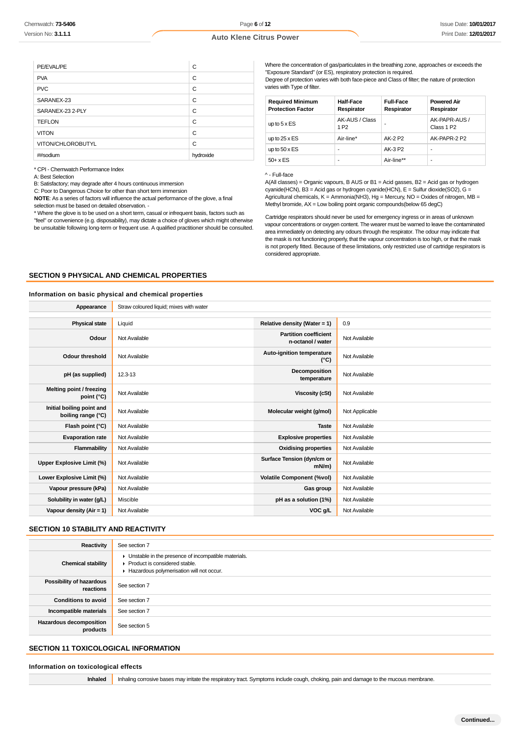| PE/EVAL/PE | C |
|---|---|
| PVA | C |
| PVC | C |
| SARANEX-23 | C |
| SARANEX-23 2-PLY | C |
| TEFLON | C |
| VITON | C |
| VITON/CHLOROBUTYL | C |
| ##sodium | hydroxide |

* CPI - Chemwatch Performance Index

A: Best Selection

B: Satisfactory; may degrade after 4 hours continuous immersion

C: Poor to Dangerous Choice for other than short term immersion

**NOTE**: As a series of factors will influence the actual performance of the glove, a final selection must be based on detailed observation. -

* Where the glove is to be used on a short term, casual or infrequent basis, factors such as "feel" or convenience (e.g. disposability), may dictate a choice of gloves which might otherwise be unsuitable following long-term or frequent use. A qualified practitioner should be consulted.

Where the concentration of gas/particulates in the breathing zone, approaches or exceeds the "Exposure Standard" (or ES), respiratory protection is required.

Degree of protection varies with both face-piece and Class of filter; the nature of protection varies with Type of filter.

| Required Minimum Protection Factor | Half-Face Respirator | Full-Face Respirator | Powered Air Respirator |
|---|---|---|---|
| up to 5 x ES | AK-AUS / Class 1 P2 | - | AK-PAPR-AUS / Class 1 P2 |
| up to 25 x ES | Air-line* | AK-2 P2 | AK-PAPR-2 P2 |
| up to 50 x ES | - | AK-3 P2 | - |
| 50+ x ES | - | Air-line** | - |

^ - Full-face

A(All classes) = Organic vapours, B AUS or B1 = Acid gasses, B2 = Acid gas or hydrogen cyanide(HCN), B3 = Acid gas or hydrogen cyanide(HCN), E = Sulfur dioxide(SO2), G = Agricultural chemicals, K = Ammonia(NH3), Hg = Mercury, NO = Oxides of nitrogen, MB = Methyl bromide, AX = Low boiling point organic compounds(below 65 degC)

Cartridge respirators should never be used for emergency ingress or in areas of unknown vapour concentrations or oxygen content. The wearer must be warned to leave the contaminated area immediately on detecting any odours through the respirator. The odour may indicate that the mask is not functioning properly, that the vapour concentration is too high, or that the mask is not properly fitted. Because of these limitations, only restricted use of cartridge respirators is considered appropriate.

## SECTION 9 PHYSICAL AND CHEMICAL PROPERTIES

### Information on basic physical and chemical properties

| Appearance | Straw coloured liquid; mixes with water | | |
|---|---|---|---|
| Physical state | Liquid | Relative density (Water = 1) | 0.9 |
| Odour | Not Available | Partition coefficient n-octanol / water | Not Available |
| Odour threshold | Not Available | Auto-ignition temperature (°C) | Not Available |
| pH (as supplied) | 12.3-13 | Decomposition temperature | Not Available |
| Melting point / freezing point (°C) | Not Available | Viscosity (cSt) | Not Available |
| Initial boiling point and boiling range (°C) | Not Available | Molecular weight (g/mol) | Not Applicable |
| Flash point (°C) | Not Available | Taste | Not Available |
| Evaporation rate | Not Available | Explosive properties | Not Available |
| Flammability | Not Available | Oxidising properties | Not Available |
| Upper Explosive Limit (%) | Not Available | Surface Tension (dyn/cm or mN/m) | Not Available |
| Lower Explosive Limit (%) | Not Available | Volatile Component (%vol) | Not Available |
| Vapour pressure (kPa) | Not Available | Gas group | Not Available |
| Solubility in water (g/L) | Miscible | pH as a solution (1%) | Not Available |
| Vapour density (Air = 1) | Not Available | VOC g/L | Not Available |

## SECTION 10 STABILITY AND REACTIVITY

| Reactivity | See section 7 |
|---|---|
| Chemical stability | ▸ Unstable in the presence of incompatible materials.<br>▸ Product is considered stable.<br>▸ Hazardous polymerisation will not occur. |
| Possibility of hazardous reactions | See section 7 |
| Conditions to avoid | See section 7 |
| Incompatible materials | See section 7 |
| Hazardous decomposition products | See section 5 |

## SECTION 11 TOXICOLOGICAL INFORMATION

### Information on toxicological effects

| Inhaled | Inhaling corrosive bases may irritate the respiratory tract. Symptoms include cough, choking, pain and damage to the mucous membrane. |
|---|---|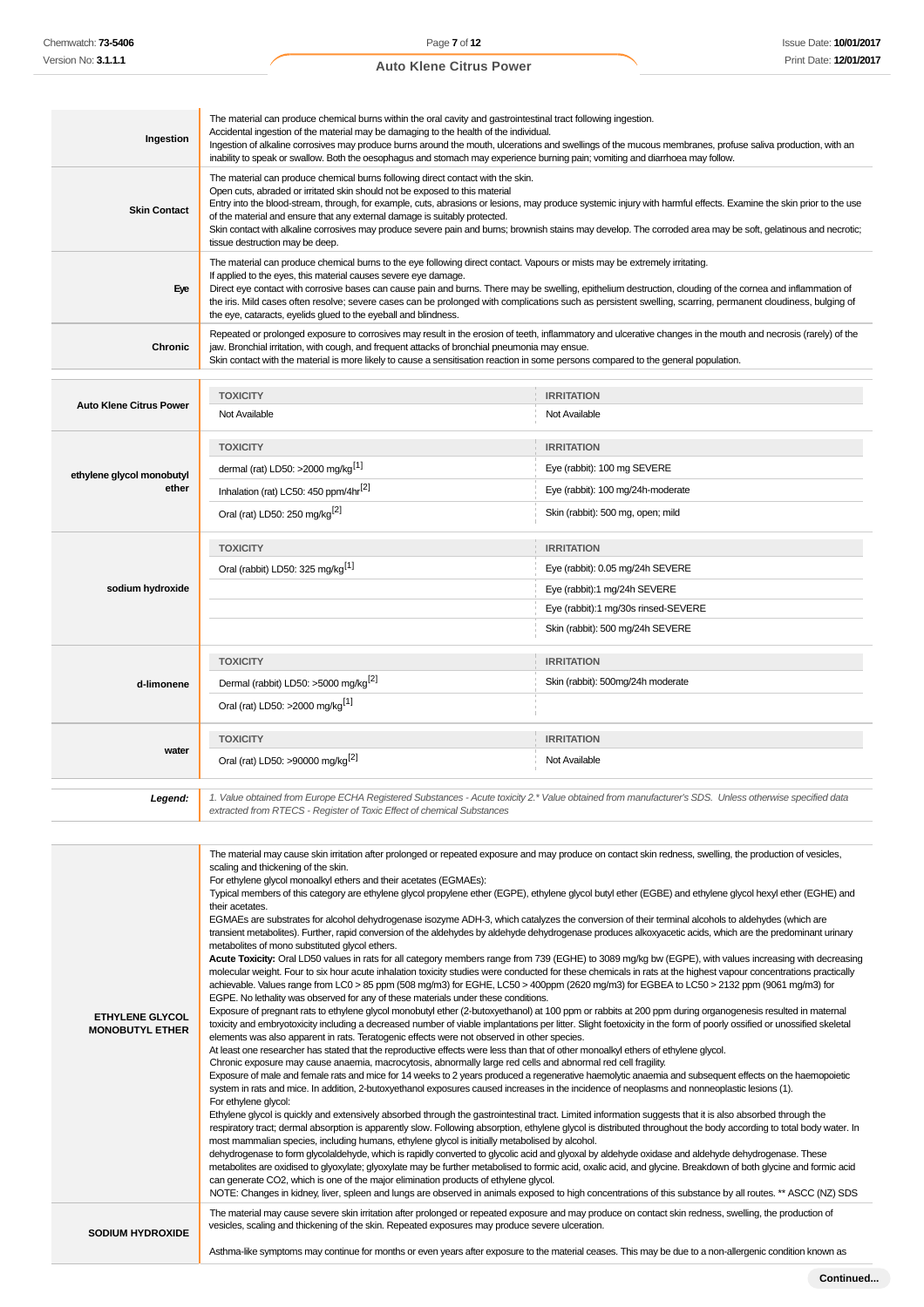| | |
|---|---|
| **Ingestion** | The material can produce chemical burns within the oral cavity and gastrointestinal tract following ingestion.<br>Accidental ingestion of the material may be damaging to the health of the individual.<br>Ingestion of alkaline corrosives may produce burns around the mouth, ulcerations and swellings of the mucous membranes, profuse saliva production, with an inability to speak or swallow. Both the oesophagus and stomach may experience burning pain; vomiting and diarrhoea may follow. |
| **Skin Contact** | The material can produce chemical burns following direct contact with the skin.<br>Open cuts, abraded or irritated skin should not be exposed to this material<br>Entry into the blood-stream, through, for example, cuts, abrasions or lesions, may produce systemic injury with harmful effects. Examine the skin prior to the use of the material and ensure that any external damage is suitably protected.<br>Skin contact with alkaline corrosives may produce severe pain and burns; brownish stains may develop. The corroded area may be soft, gelatinous and necrotic; tissue destruction may be deep. |
| **Eye** | The material can produce chemical burns to the eye following direct contact. Vapours or mists may be extremely irritating.<br>If applied to the eyes, this material causes severe eye damage.<br>Direct eye contact with corrosive bases can cause pain and burns. There may be swelling, epithelium destruction, clouding of the cornea and inflammation of the iris. Mild cases often resolve; severe cases can be prolonged with complications such as persistent swelling, scarring, permanent cloudiness, bulging of the eye, cataracts, eyelids glued to the eyeball and blindness. |
| **Chronic** | Repeated or prolonged exposure to corrosives may result in the erosion of teeth, inflammatory and ulcerative changes in the mouth and necrosis (rarely) of the jaw. Bronchial irritation, with cough, and frequent attacks of bronchial pneumonia may ensue.<br>Skin contact with the material is more likely to cause a sensitisation reaction in some persons compared to the general population. |

| | TOXICITY | IRRITATION |
|---|---|---|
| **Auto Klene Citrus Power** | Not Available | Not Available |
| | **TOXICITY** | **IRRITATION** |
| **ethylene glycol monobutyl ether** | dermal (rat) LD50: >2000 mg/kg[1] | Eye (rabbit): 100 mg SEVERE |
| | Inhalation (rat) LC50: 450 ppm/4hr[2] | Eye (rabbit): 100 mg/24h-moderate |
| | Oral (rat) LD50: 250 mg/kg[2] | Skin (rabbit): 500 mg, open; mild |
| | **TOXICITY** | **IRRITATION** |
| **sodium hydroxide** | Oral (rabbit) LD50: 325 mg/kg[1] | Eye (rabbit): 0.05 mg/24h SEVERE |
| | | Eye (rabbit):1 mg/24h SEVERE |
| | | Eye (rabbit):1 mg/30s rinsed-SEVERE |
| | | Skin (rabbit): 500 mg/24h SEVERE |
| | **TOXICITY** | **IRRITATION** |
| **d-limonene** | Dermal (rabbit) LD50: >5000 mg/kg[2] | Skin (rabbit): 500mg/24h moderate |
| | Oral (rat) LD50: >2000 mg/kg[1] | |
| | **TOXICITY** | **IRRITATION** |
| **water** | Oral (rat) LD50: >90000 mg/kg[2] | Not Available |

***Legend:*** *1. Value obtained from Europe ECHA Registered Substances - Acute toxicity 2.* Value obtained from manufacturer's SDS. Unless otherwise specified data extracted from RTECS - Register of Toxic Effect of chemical Substances*

| | |
|---|---|
| **ETHYLENE GLYCOL MONOBUTYL ETHER** | The material may cause skin irritation after prolonged or repeated exposure and may produce on contact skin redness, swelling, the production of vesicles, scaling and thickening of the skin.<br>For ethylene glycol monoalkyl ethers and their acetates (EGMAEs):<br>Typical members of this category are ethylene glycol propylene ether (EGPE), ethylene glycol butyl ether (EGBE) and ethylene glycol hexyl ether (EGHE) and their acetates.<br>EGMAEs are substrates for alcohol dehydrogenase isozyme ADH-3, which catalyzes the conversion of their terminal alcohols to aldehydes (which are transient metabolites). Further, rapid conversion of the aldehydes by aldehyde dehydrogenase produces alkoxyacetic acids, which are the predominant urinary metabolites of mono substituted glycol ethers.<br>**Acute Toxicity:** Oral LD50 values in rats for all category members range from 739 (EGHE) to 3089 mg/kg bw (EGPE), with values increasing with decreasing molecular weight. Four to six hour acute inhalation toxicity studies were conducted for these chemicals in rats at the highest vapour concentrations practically achievable. Values range from LC0 > 85 ppm (508 mg/m3) for EGHE, LC50 > 400ppm (2620 mg/m3) for EGBEA to LC50 > 2132 ppm (9061 mg/m3) for EGPE. No lethality was observed for any of these materials under these conditions.<br>Exposure of pregnant rats to ethylene glycol monobutyl ether (2-butoxyethanol) at 100 ppm or rabbits at 200 ppm during organogenesis resulted in maternal toxicity and embryotoxicity including a decreased number of viable implantations per litter. Slight foetoxicity in the form of poorly ossified or unossified skeletal elements was also apparent in rats. Teratogenic effects were not observed in other species.<br>At least one researcher has stated that the reproductive effects were less than that of other monoalkyl ethers of ethylene glycol.<br>Chronic exposure may cause anaemia, macrocytosis, abnormally large red cells and abnormal red cell fragility.<br>Exposure of male and female rats and mice for 14 weeks to 2 years produced a regenerative haemolytic anaemia and subsequent effects on the haemopoietic system in rats and mice. In addition, 2-butoxyethanol exposures caused increases in the incidence of neoplasms and nonneoplastic lesions (1).<br>For ethylene glycol:<br>Ethylene glycol is quickly and extensively absorbed through the gastrointestinal tract. Limited information suggests that it is also absorbed through the respiratory tract; dermal absorption is apparently slow. Following absorption, ethylene glycol is distributed throughout the body according to total body water. In most mammalian species, including humans, ethylene glycol is initially metabolised by alcohol.<br>dehydrogenase to form glycolaldehyde, which is rapidly converted to glycolic acid and glyoxal by aldehyde oxidase and aldehyde dehydrogenase. These metabolites are oxidised to glyoxylate; glyoxylate may be further metabolised to formic acid, oxalic acid, and glycine. Breakdown of both glycine and formic acid can generate CO2, which is one of the major elimination products of ethylene glycol.<br>NOTE: Changes in kidney, liver, spleen and lungs are observed in animals exposed to high concentrations of this substance by all routes. ** ASCC (NZ) SDS |
| **SODIUM HYDROXIDE** | The material may cause severe skin irritation after prolonged or repeated exposure and may produce on contact skin redness, swelling, the production of vesicles, scaling and thickening of the skin. Repeated exposures may produce severe ulceration.<br><br>Asthma-like symptoms may continue for months or even years after exposure to the material ceases. This may be due to a non-allergenic condition known as |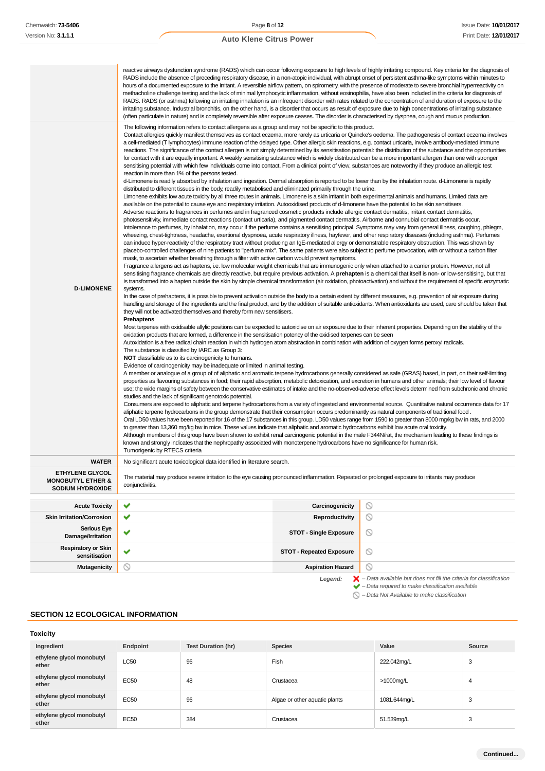| | |
|---|---|
| | reactive airways dysfunction syndrome (RADS) which can occur following exposure to high levels of highly irritating compound. Key criteria for the diagnosis of RADS include the absence of preceding respiratory disease, in a non-atopic individual, with abrupt onset of persistent asthma-like symptoms within minutes to hours of a documented exposure to the irritant. A reversible airflow pattern, on spirometry, with the presence of moderate to severe bronchial hyperreactivity on methacholine challenge testing and the lack of minimal lymphocytic inflammation, without eosinophilia, have also been included in the criteria for diagnosis of RADS. RADS (or asthma) following an irritating inhalation is an infrequent disorder with rates related to the concentration of and duration of exposure to the irritating substance. Industrial bronchitis, on the other hand, is a disorder that occurs as result of exposure due to high concentrations of irritating substance (often particulate in nature) and is completely reversible after exposure ceases. The disorder is characterised by dyspnea, cough and mucus production. |
| **D-LIMONENE** | The following information refers to contact allergens as a group and may not be specific to this product.<br>Contact allergies quickly manifest themselves as contact eczema, more rarely as urticaria or Quincke's oedema. The pathogenesis of contact eczema involves a cell-mediated (T lymphocytes) immune reaction of the delayed type. Other allergic skin reactions, e.g. contact urticaria, involve antibody-mediated immune reactions. The significance of the contact allergen is not simply determined by its sensitisation potential: the distribution of the substance and the opportunities for contact with it are equally important. A weakly sensitising substance which is widely distributed can be a more important allergen than one with stronger sensitising potential with which few individuals come into contact. From a clinical point of view, substances are noteworthy if they produce an allergic test reaction in more than 1% of the persons tested.<br>d-Limonene is readily absorbed by inhalation and ingestion. Dermal absorption is reported to be lower than by the inhalation route. d-Limonene is rapidly distributed to different tissues in the body, readily metabolised and eliminated primarily through the urine.<br>Limonene exhibits low acute toxicity by all three routes in animals. Limonene is a skin irritant in both experimental animals and humans. Limited data are available on the potential to cause eye and respiratory irritation. Autooxidised products of d-limonene have the potential to be skin sensitisers.<br>Adverse reactions to fragrances in perfumes and in fragranced cosmetic products include allergic contact dermatitis, irritant contact dermatitis, photosensitivity, immediate contact reactions (contact urticaria), and pigmented contact dermatitis. Airborne and connubial contact dermatitis occur.<br>Intolerance to perfumes, by inhalation, may occur if the perfume contains a sensitising principal. Symptoms may vary from general illness, coughing, phlegm, wheezing, chest-tightness, headache, exertional dyspnoea, acute respiratory illness, hayfever, and other respiratory diseases (including asthma). Perfumes can induce hyper-reactivity of the respiratory tract without producing an IgE-mediated allergy or demonstrable respiratory obstruction. This was shown by placebo-controlled challenges of nine patients to "perfume mix". The same patients were also subject to perfume provocation, with or without a carbon filter mask, to ascertain whether breathing through a filter with active carbon would prevent symptoms.<br>Fragrance allergens act as haptens, i.e. low molecular weight chemicals that are immunogenic only when attached to a carrier protein. However, not all sensitising fragrance chemicals are directly reactive, but require previous activation. A **prehapten** is a chemical that itself is non- or low-sensitising, but that is transformed into a hapten outside the skin by simple chemical transformation (air oxidation, photoactivation) and without the requirement of specific enzymatic systems.<br>In the case of prehaptens, it is possible to prevent activation outside the body to a certain extent by different measures, e.g. prevention of air exposure during handling and storage of the ingredients and the final product, and by the addition of suitable antioxidants. When antioxidants are used, care should be taken that they will not be activated themselves and thereby form new sensitisers.<br>**Prehaptens**<br>Most terpenes with oxidisable allylic positions can be expected to autoxidise on air exposure due to their inherent properties. Depending on the stability of the oxidation products that are formed, a difference in the sensitisation potency of the oxidised terpenes can be seen<br>Autoxidation is a free radical chain reaction in which hydrogen atom abstraction in combination with addition of oxygen forms peroxyl radicals.<br>The substance is classified by IARC as Group 3:<br>**NOT** classifiable as to its carcinogenicity to humans.<br>Evidence of carcinogenicity may be inadequate or limited in animal testing.<br>A member or analogue of a group of of aliphatic and aromatic terpene hydrocarbons generally considered as safe (GRAS) based, in part, on their self-limiting properties as flavouring substances in food; their rapid absorption, metabolic detoxication, and excretion in humans and other animals; their low level of flavour use; the wide margins of safety between the conservative estimates of intake and the no-observed-adverse effect levels determined from subchronic and chronic studies and the lack of significant genotoxic potential.<br>Consumers are exposed to aliphatic and terpene hydrocarbons from a variety of ingested and environmental source. Quantitative natural occurence data for 17 aliphatic terpene hydrocarbons in the group demonstrate that their consumption occurs predominantly as natural components of traditional food .<br>Oral LD50 values have been reported for 16 of the 17 substances in this group. LD50 values range from 1590 to greater than 8000 mg/kg bw in rats, and 2000 to greater than 13,360 mg/kg bw in mice. These values indicate that aliphatic and aromatic hydrocarbons exhibit low acute oral toxicity.<br>Although members of this group have been shown to exhibit renal carcinogenic potential in the male F344N/rat, the mechanism leading to these findings is known and strongly indicates that the nephropathy associated with monoterpene hydrocarbons have no significance for human risk.<br>Tumorigenic by RTECS criteria |
| **WATER** | No significant acute toxicological data identified in literature search. |
| **ETHYLENE GLYCOL MONOBUTYL ETHER & SODIUM HYDROXIDE** | The material may produce severe irritation to the eye causing pronounced inflammation. Repeated or prolonged exposure to irritants may produce conjunctivitis. |

| | | | |
|---|---|---|---|
| **Acute Toxicity** | ✔ | **Carcinogenicity** | ⃠ |
| **Skin Irritation/Corrosion** | ✔ | **Reproductivity** | ⃠ |
| **Serious Eye Damage/Irritation** | ✔ | **STOT - Single Exposure** | ⃠ |
| **Respiratory or Skin sensitisation** | ✔ | **STOT - Repeated Exposure** | ⃠ |
| **Mutagenicity** | ⃠ | **Aspiration Hazard** | ⃠ |

*Legend:*
- ✘ *– Data available but does not fill the criteria for classification*
- ✔ *– Data required to make classification available*
- ⃠ *– Data Not Available to make classification*

## SECTION 12 ECOLOGICAL INFORMATION

### Toxicity

| Ingredient | Endpoint | Test Duration (hr) | Species | Value | Source |
|---|---|---|---|---|---|
| ethylene glycol monobutyl ether | LC50 | 96 | Fish | 222.042mg/L | 3 |
| ethylene glycol monobutyl ether | EC50 | 48 | Crustacea | >1000mg/L | 4 |
| ethylene glycol monobutyl ether | EC50 | 96 | Algae or other aquatic plants | 1081.644mg/L | 3 |
| ethylene glycol monobutyl ether | EC50 | 384 | Crustacea | 51.539mg/L | 3 |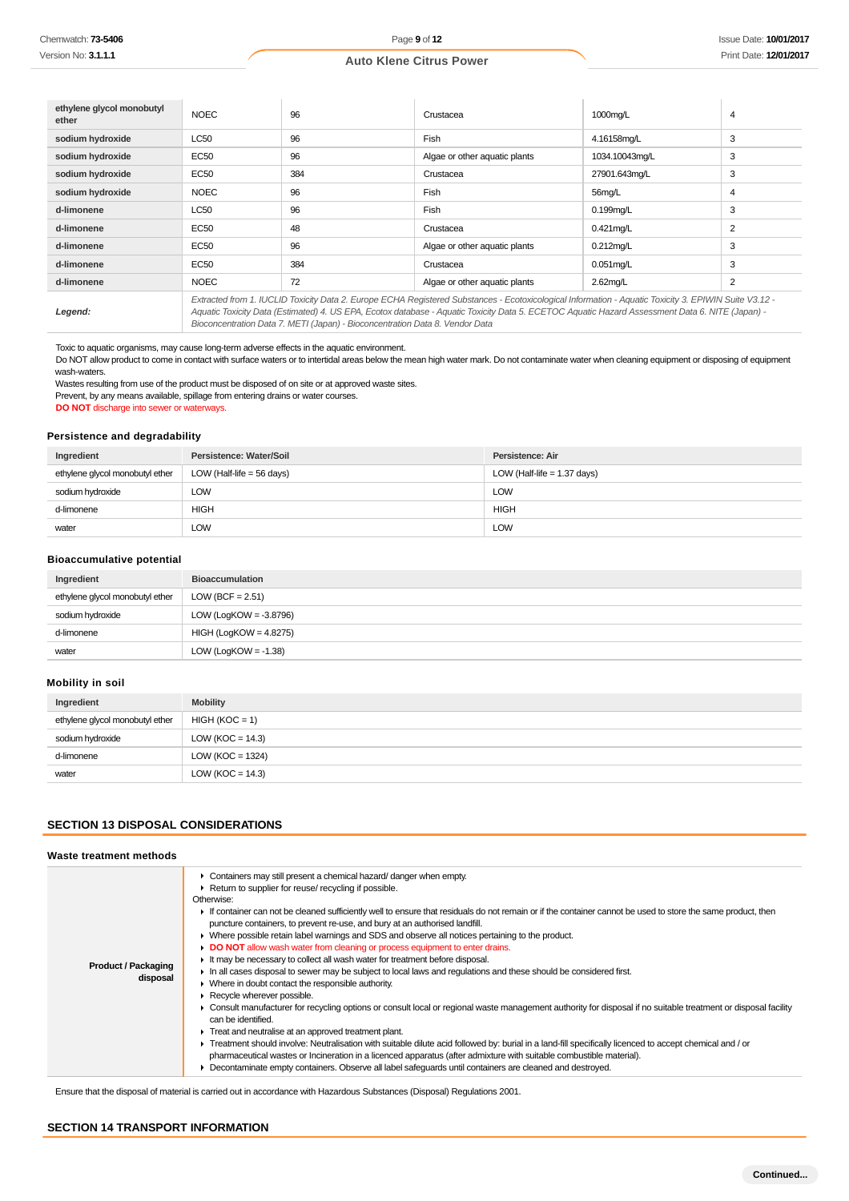| | | | | | |
|---|---|---|---|---|---|
| **ethylene glycol monobutyl ether** | NOEC | 96 | Crustacea | 1000mg/L | 4 |
| **sodium hydroxide** | LC50 | 96 | Fish | 4.16158mg/L | 3 |
| **sodium hydroxide** | EC50 | 96 | Algae or other aquatic plants | 1034.10043mg/L | 3 |
| **sodium hydroxide** | EC50 | 384 | Crustacea | 27901.643mg/L | 3 |
| **sodium hydroxide** | NOEC | 96 | Fish | 56mg/L | 4 |
| **d-limonene** | LC50 | 96 | Fish | 0.199mg/L | 3 |
| **d-limonene** | EC50 | 48 | Crustacea | 0.421mg/L | 2 |
| **d-limonene** | EC50 | 96 | Algae or other aquatic plants | 0.212mg/L | 3 |
| **d-limonene** | EC50 | 384 | Crustacea | 0.051mg/L | 3 |
| **d-limonene** | NOEC | 72 | Algae or other aquatic plants | 2.62mg/L | 2 |
| ***Legend:*** | *Extracted from 1. IUCLID Toxicity Data 2. Europe ECHA Registered Substances - Ecotoxicological Information - Aquatic Toxicity 3. EPIWIN Suite V3.12 - Aquatic Toxicity Data (Estimated) 4. US EPA, Ecotox database - Aquatic Toxicity Data 5. ECETOC Aquatic Hazard Assessment Data 6. NITE (Japan) - Bioconcentration Data 7. METI (Japan) - Bioconcentration Data 8. Vendor Data* | | | | |

Toxic to aquatic organisms, may cause long-term adverse effects in the aquatic environment.
Do NOT allow product to come in contact with surface waters or to intertidal areas below the mean high water mark. Do not contaminate water when cleaning equipment or disposing of equipment wash-waters.
Wastes resulting from use of the product must be disposed of on site or at approved waste sites.
Prevent, by any means available, spillage from entering drains or water courses.
**DO NOT** discharge into sewer or waterways.

### Persistence and degradability

| Ingredient | Persistence: Water/Soil | Persistence: Air |
|---|---|---|
| ethylene glycol monobutyl ether | LOW (Half-life = 56 days) | LOW (Half-life = 1.37 days) |
| sodium hydroxide | LOW | LOW |
| d-limonene | HIGH | HIGH |
| water | LOW | LOW |

### Bioaccumulative potential

| Ingredient | Bioaccumulation |
|---|---|
| ethylene glycol monobutyl ether | LOW (BCF = 2.51) |
| sodium hydroxide | LOW (LogKOW = -3.8796) |
| d-limonene | HIGH (LogKOW = 4.8275) |
| water | LOW (LogKOW = -1.38) |

### Mobility in soil

| Ingredient | Mobility |
|---|---|
| ethylene glycol monobutyl ether | HIGH (KOC = 1) |
| sodium hydroxide | LOW (KOC = 14.3) |
| d-limonene | LOW (KOC = 1324) |
| water | LOW (KOC = 14.3) |

## SECTION 13 DISPOSAL CONSIDERATIONS

### Waste treatment methods

| | |
|---|---|
| **Product / Packaging disposal** | ▸ Containers may still present a chemical hazard/ danger when empty.<br>▸ Return to supplier for reuse/ recycling if possible.<br>Otherwise:<br>▸ If container can not be cleaned sufficiently well to ensure that residuals do not remain or if the container cannot be used to store the same product, then puncture containers, to prevent re-use, and bury at an authorised landfill.<br>▸ Where possible retain label warnings and SDS and observe all notices pertaining to the product.<br>▸ **DO NOT** allow wash water from cleaning or process equipment to enter drains.<br>▸ It may be necessary to collect all wash water for treatment before disposal.<br>▸ In all cases disposal to sewer may be subject to local laws and regulations and these should be considered first.<br>▸ Where in doubt contact the responsible authority.<br>▸ Recycle wherever possible.<br>▸ Consult manufacturer for recycling options or consult local or regional waste management authority for disposal if no suitable treatment or disposal facility can be identified.<br>▸ Treat and neutralise at an approved treatment plant.<br>▸ Treatment should involve: Neutralisation with suitable dilute acid followed by: burial in a land-fill specifically licenced to accept chemical and / or pharmaceutical wastes or Incineration in a licenced apparatus (after admixture with suitable combustible material).<br>▸ Decontaminate empty containers. Observe all label safeguards until containers are cleaned and destroyed. |

Ensure that the disposal of material is carried out in accordance with Hazardous Substances (Disposal) Regulations 2001.

## SECTION 14 TRANSPORT INFORMATION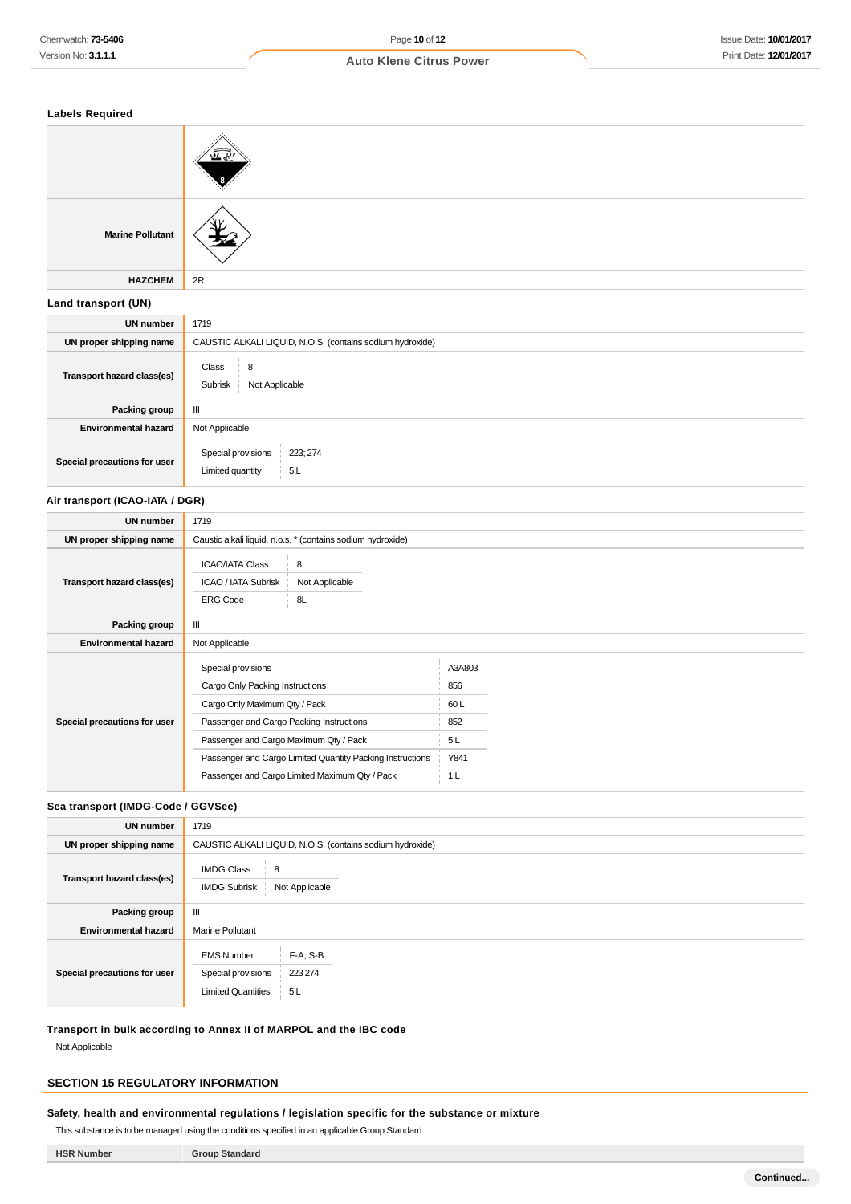### Labels Required

| | |
|---|---|
| | |
| **Marine Pollutant** | |
| **HAZCHEM** | 2R |

### Land transport (UN)

| | |
|---|---|
| **UN number** | 1719 |
| **UN proper shipping name** | CAUSTIC ALKALI LIQUID, N.O.S. (contains sodium hydroxide) |
| **Transport hazard class(es)** | Class: 8<br>Subrisk: Not Applicable |
| **Packing group** | III |
| **Environmental hazard** | Not Applicable |
| **Special precautions for user** | Special provisions: 223; 274<br>Limited quantity: 5 L |

### Air transport (ICAO-IATA / DGR)

| | |
|---|---|
| **UN number** | 1719 |
| **UN proper shipping name** | Caustic alkali liquid, n.o.s. * (contains sodium hydroxide) |
| **Transport hazard class(es)** | ICAO/IATA Class: 8<br>ICAO / IATA Subrisk: Not Applicable<br>ERG Code: 8L |
| **Packing group** | III |
| **Environmental hazard** | Not Applicable |
| **Special precautions for user** | Special provisions: A3A803<br>Cargo Only Packing Instructions: 856<br>Cargo Only Maximum Qty / Pack: 60 L<br>Passenger and Cargo Packing Instructions: 852<br>Passenger and Cargo Maximum Qty / Pack: 5 L<br>Passenger and Cargo Limited Quantity Packing Instructions: Y841<br>Passenger and Cargo Limited Maximum Qty / Pack: 1 L |

### Sea transport (IMDG-Code / GGVSee)

| | |
|---|---|
| **UN number** | 1719 |
| **UN proper shipping name** | CAUSTIC ALKALI LIQUID, N.O.S. (contains sodium hydroxide) |
| **Transport hazard class(es)** | IMDG Class: 8<br>IMDG Subrisk: Not Applicable |
| **Packing group** | III |
| **Environmental hazard** | Marine Pollutant |
| **Special precautions for user** | EMS Number: F-A, S-B<br>Special provisions: 223 274<br>Limited Quantities: 5 L |

### Transport in bulk according to Annex II of MARPOL and the IBC code

Not Applicable

## SECTION 15 REGULATORY INFORMATION

### Safety, health and environmental regulations / legislation specific for the substance or mixture

This substance is to be managed using the conditions specified in an applicable Group Standard

| HSR Number | Group Standard |
|---|---|

Continued...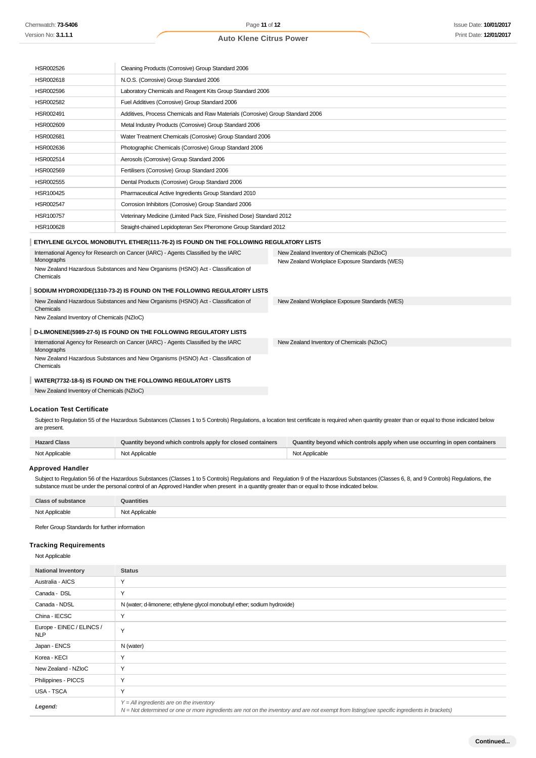| | |
|---|---|
| HSR002526 | Cleaning Products (Corrosive) Group Standard 2006 |
| HSR002618 | N.O.S. (Corrosive) Group Standard 2006 |
| HSR002596 | Laboratory Chemicals and Reagent Kits Group Standard 2006 |
| HSR002582 | Fuel Additives (Corrosive) Group Standard 2006 |
| HSR002491 | Additives, Process Chemicals and Raw Materials (Corrosive) Group Standard 2006 |
| HSR002609 | Metal Industry Products (Corrosive) Group Standard 2006 |
| HSR002681 | Water Treatment Chemicals (Corrosive) Group Standard 2006 |
| HSR002636 | Photographic Chemicals (Corrosive) Group Standard 2006 |
| HSR002514 | Aerosols (Corrosive) Group Standard 2006 |
| HSR002569 | Fertilisers (Corrosive) Group Standard 2006 |
| HSR002555 | Dental Products (Corrosive) Group Standard 2006 |
| HSR100425 | Pharmaceutical Active Ingredients Group Standard 2010 |
| HSR002547 | Corrosion Inhibitors (Corrosive) Group Standard 2006 |
| HSR100757 | Veterinary Medicine (Limited Pack Size, Finished Dose) Standard 2012 |
| HSR100628 | Straight-chained Lepidopteran Sex Pheromone Group Standard 2012 |

**ETHYLENE GLYCOL MONOBUTYL ETHER(111-76-2) IS FOUND ON THE FOLLOWING REGULATORY LISTS**

International Agency for Research on Cancer (IARC) - Agents Classified by the IARC Monographs
New Zealand Hazardous Substances and New Organisms (HSNO) Act - Classification of Chemicals
New Zealand Inventory of Chemicals (NZIoC)
New Zealand Workplace Exposure Standards (WES)

**SODIUM HYDROXIDE(1310-73-2) IS FOUND ON THE FOLLOWING REGULATORY LISTS**

New Zealand Hazardous Substances and New Organisms (HSNO) Act - Classification of Chemicals
New Zealand Inventory of Chemicals (NZIoC)
New Zealand Workplace Exposure Standards (WES)

**D-LIMONENE(5989-27-5) IS FOUND ON THE FOLLOWING REGULATORY LISTS**

International Agency for Research on Cancer (IARC) - Agents Classified by the IARC Monographs
New Zealand Hazardous Substances and New Organisms (HSNO) Act - Classification of Chemicals
New Zealand Inventory of Chemicals (NZIoC)

**WATER(7732-18-5) IS FOUND ON THE FOLLOWING REGULATORY LISTS**

New Zealand Inventory of Chemicals (NZIoC)

### Location Test Certificate

Subject to Regulation 55 of the Hazardous Substances (Classes 1 to 5 Controls) Regulations, a location test certificate is required when quantity greater than or equal to those indicated below are present.

| Hazard Class | Quantity beyond which controls apply for closed containers | Quantity beyond which controls apply when use occurring in open containers |
|---|---|---|
| Not Applicable | Not Applicable | Not Applicable |

### Approved Handler

Subject to Regulation 56 of the Hazardous Substances (Classes 1 to 5 Controls) Regulations and Regulation 9 of the Hazardous Substances (Classes 6, 8, and 9 Controls) Regulations, the substance must be under the personal control of an Approved Handler when present in a quantity greater than or equal to those indicated below.

| Class of substance | Quantities |
|---|---|
| Not Applicable | Not Applicable |

Refer Group Standards for further information

### Tracking Requirements

Not Applicable

| National Inventory | Status |
|---|---|
| Australia - AICS | Y |
| Canada - DSL | Y |
| Canada - NDSL | N (water; d-limonene; ethylene glycol monobutyl ether; sodium hydroxide) |
| China - IECSC | Y |
| Europe - EINEC / ELINCS / NLP | Y |
| Japan - ENCS | N (water) |
| Korea - KECI | Y |
| New Zealand - NZIoC | Y |
| Philippines - PICCS | Y |
| USA - TSCA | Y |
| ***Legend:*** | *Y = All ingredients are on the inventory*<br>*N = Not determined or one or more ingredients are not on the inventory and are not exempt from listing(see specific ingredients in brackets)* |

**Continued...**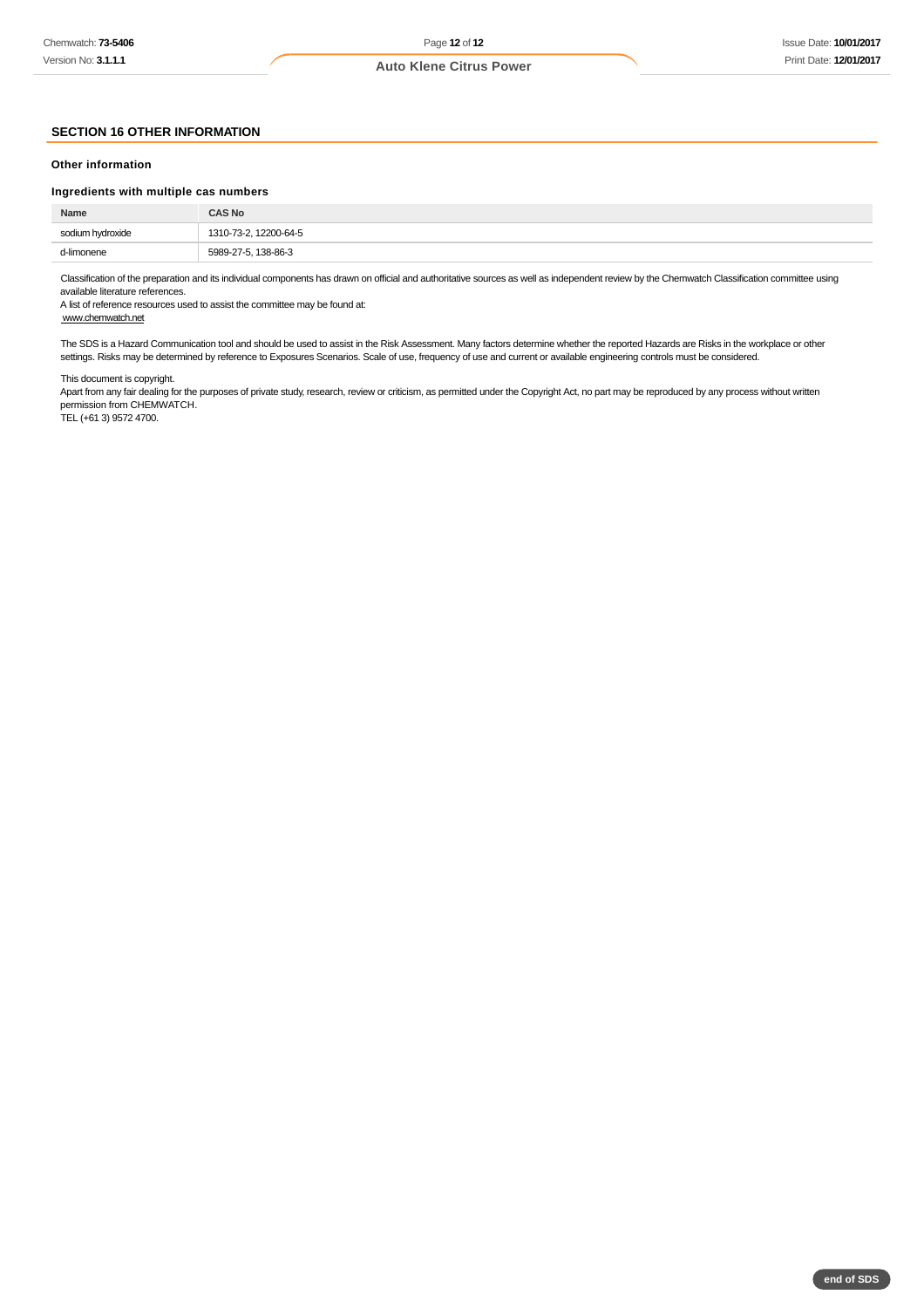## SECTION 16 OTHER INFORMATION

### Other information

### Ingredients with multiple cas numbers

| Name | CAS No |
| --- | --- |
| sodium hydroxide | 1310-73-2, 12200-64-5 |
| d-limonene | 5989-27-5, 138-86-3 |

Classification of the preparation and its individual components has drawn on official and authoritative sources as well as independent review by the Chemwatch Classification committee using available literature references.
A list of reference resources used to assist the committee may be found at:
www.chemwatch.net

The SDS is a Hazard Communication tool and should be used to assist in the Risk Assessment. Many factors determine whether the reported Hazards are Risks in the workplace or other settings. Risks may be determined by reference to Exposures Scenarios. Scale of use, frequency of use and current or available engineering controls must be considered.

This document is copyright.
Apart from any fair dealing for the purposes of private study, research, review or criticism, as permitted under the Copyright Act, no part may be reproduced by any process without written permission from CHEMWATCH.
TEL (+61 3) 9572 4700.

end of SDS